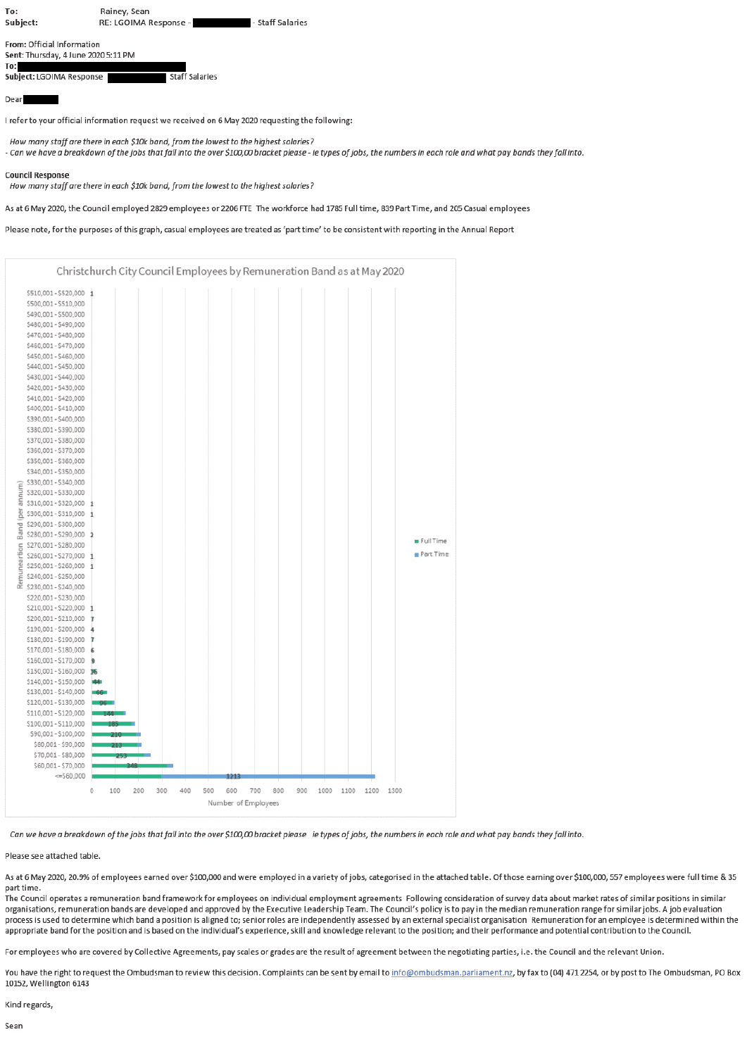**To:** Rainey, Sean
**Subject:** RE: LGOIMA Response - ██████████ - Staff Salaries

**From:** Official Information
**Sent:** Thursday, 4 June 2020 5:11 PM
**To:** ██████████████████████
**Subject:** LGOIMA Response ██████████ Staff Salaries

Dear ██████

I refer to your official information request we received on 6 May 2020 requesting the following:

*How many staff are there in each $10k band, from the lowest to the highest salaries?*
*- Can we have a breakdown of the jobs that fall into the over $100,00 bracket please - ie types of jobs, the numbers in each role and what pay bands they fall into.*

**Council Response**
*How many staff are there in each $10k band, from the lowest to the highest salaries?*

As at 6 May 2020, the Council employed 2829 employees or 2206 FTE The workforce had 1785 Full time, 839 Part Time, and 205 Casual employees

Please note, for the purposes of this graph, casual employees are treated as 'part time' to be consistent with reporting in the Annual Report

**Christchurch City Council Employees by Remuneration Band as at May 2020**

| Remuneration Band (per annum) | Number of Employees |
|---|---|
| $510,001 - $520,000 | 1 |
| $310,001 - $320,000 | 1 |
| $300,001 - $310,000 | 1 |
| $280,001 - $290,000 | 2 |
| $260,001 - $270,000 | 1 |
| $250,001 - $260,000 | 1 |
| $210,001 - $220,000 | 1 |
| $200,001 - $210,000 | 7 |
| $190,001 - $200,000 | 4 |
| $180,001 - $190,000 | 7 |
| $170,001 - $180,000 | 6 |
| $160,001 - $170,000 | 9 |
| $150,001 - $160,000 | 16 |
| $140,001 - $150,000 | 44 |
| $130,001 - $140,000 | 66 |
| $120,001 - $130,000 | 96 |
| $110,001 - $120,000 | 144 |
| $100,001 - $110,000 | 185 |
| $90,001 - $100,000 | 210 |
| $80,001 - $90,000 | 213 |
| $70,001 - $80,000 | 253 |
| $60,001 - $70,000 | 348 |
| <=$60,000 | 1213 |

Legend: Full Time, Part Time

*Can we have a breakdown of the jobs that fall into the over $100,00 bracket please ie types of jobs, the numbers in each role and what pay bands they fall into.*

Please see attached table.

As at 6 May 2020, 20.9% of employees earned over $100,000 and were employed in a variety of jobs, categorised in the attached table. Of those earning over $100,000, 557 employees were full time & 35 part time.

The Council operates a remuneration band framework for employees on individual employment agreements Following consideration of survey data about market rates of similar positions in similar organisations, remuneration bands are developed and approved by the Executive Leadership Team. The Council's policy is to pay in the median remuneration range for similar jobs. A job evaluation process is used to determine which band a position is aligned to; senior roles are independently assessed by an external specialist organisation Remuneration for an employee is determined within the appropriate band for the position and is based on the individual's experience, skill and knowledge relevant to the position; and their performance and potential contribution to the Council.

For employees who are covered by Collective Agreements, pay scales or grades are the result of agreement between the negotiating parties, i.e. the Council and the relevant Union.

You have the right to request the Ombudsman to review this decision. Complaints can be sent by email to info@ombudsman.parliament.nz, by fax to (04) 471 2254, or by post to The Ombudsman, PO Box 10152, Wellington 6143

Kind regards,

Sean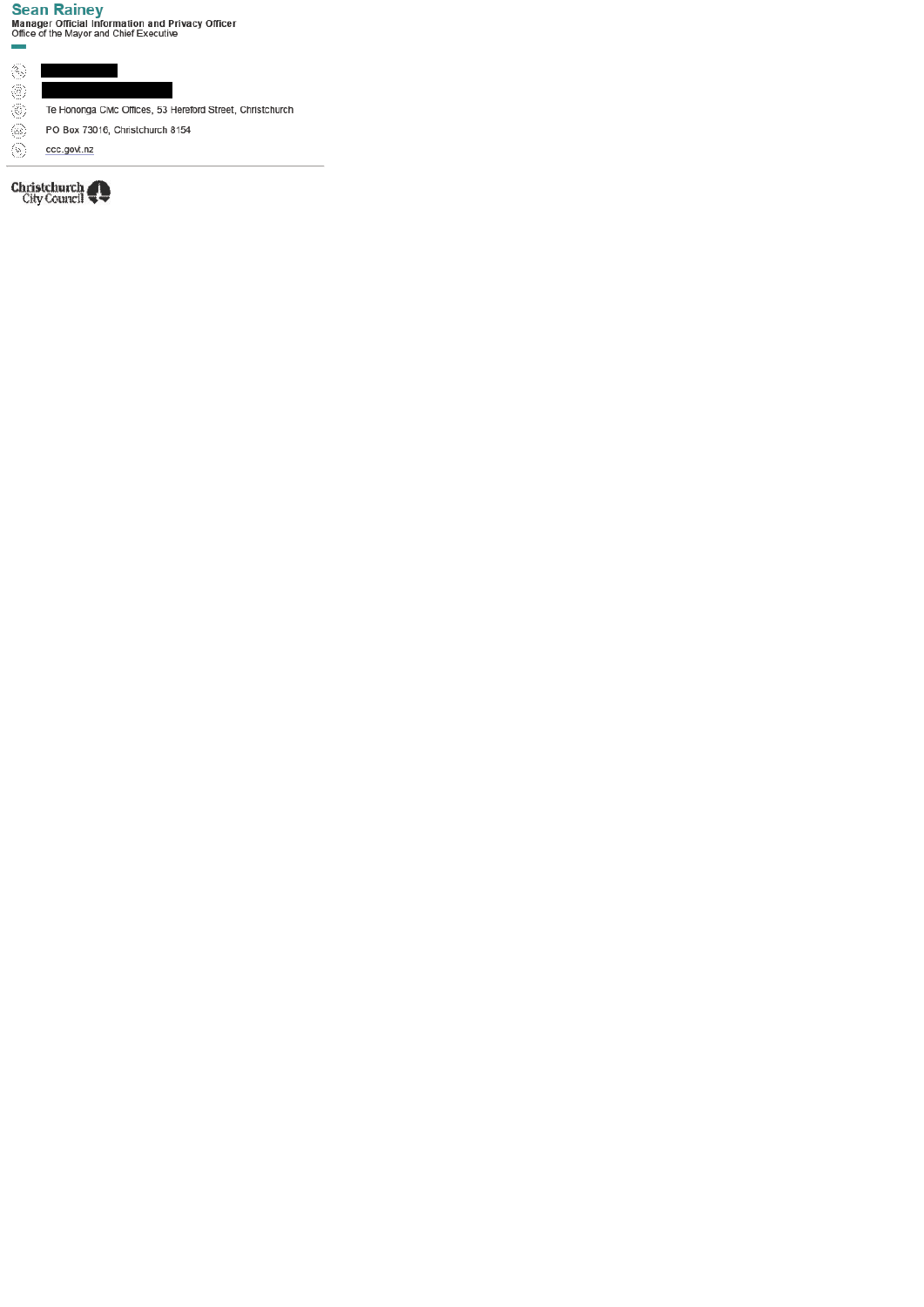**Sean Rainey**

**Manager Official Information and Privacy Officer**
Office of the Mayor and Chief Executive

Te Hononga Civic Offices, 53 Hereford Street, Christchurch

PO Box 73016, Christchurch 8154

ccc.govt.nz

---

Christchurch City Council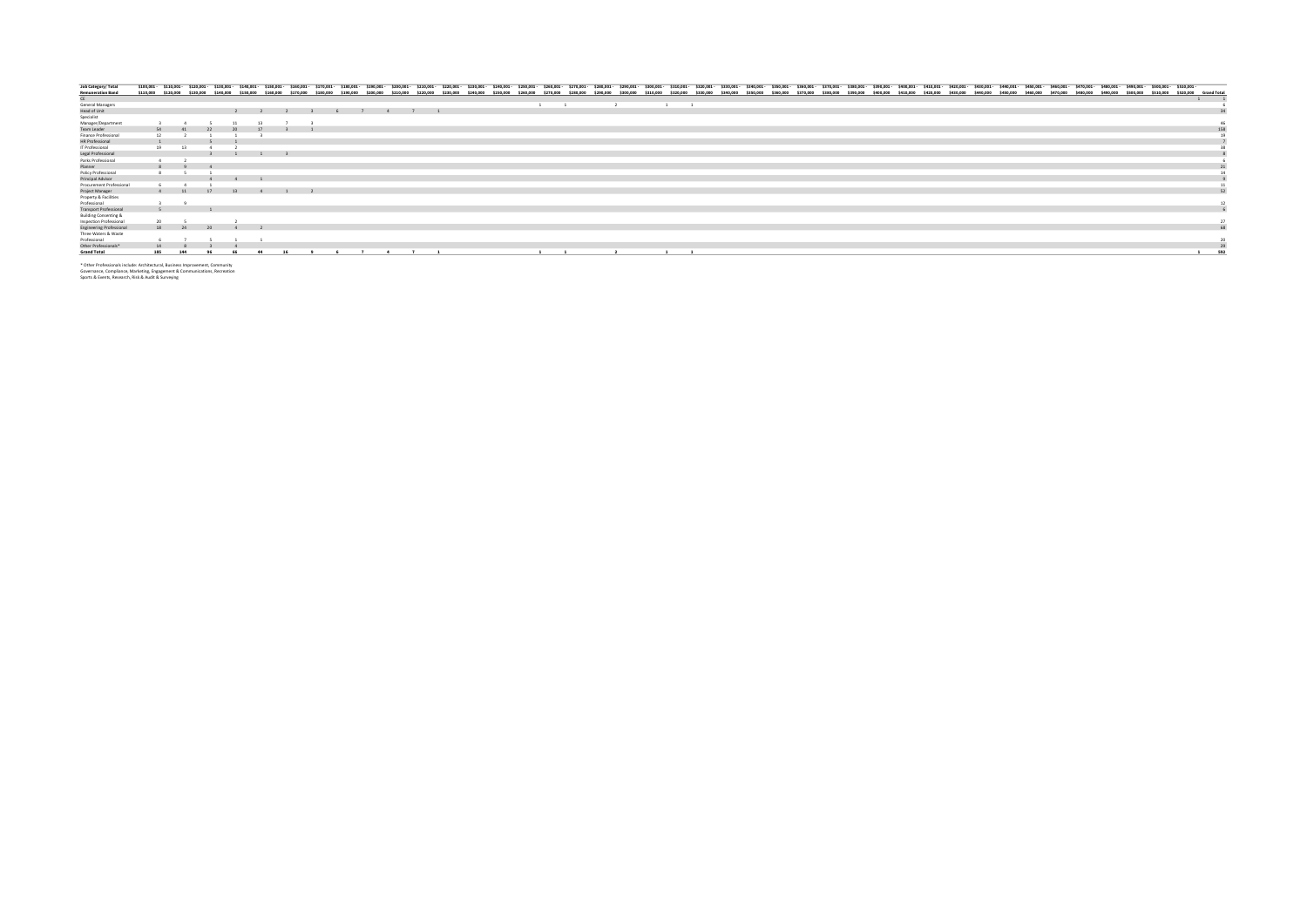| Job Category/ Total Remuneration Band | $100,001 - $110,000 | $110,001 - $120,000 | $120,001 - $130,000 | $130,001 - $140,000 | $140,001 - $150,000 | $150,001 - $160,000 | $160,001 - $170,000 | $170,001 - $180,000 | $180,001 - $190,000 | $190,001 - $200,000 | $200,001 - $210,000 | $210,001 - $220,000 | $220,001 - $230,000 | $230,001 - $240,000 | $240,001 - $250,000 | $250,001 - $260,000 | $260,001 - $270,000 | $270,001 - $280,000 | $280,001 - $290,000 | $290,001 - $300,000 | $300,001 - $310,000 | $310,001 - $320,000 | $320,001 - $330,000 | $330,001 - $340,000 | $340,001 - $350,000 | $350,001 - $360,000 | $360,001 - $370,000 | $370,001 - $380,000 | $380,001 - $390,000 | $390,001 - $400,000 | $400,001 - $410,000 | $410,001 - $420,000 | $420,001 - $430,000 | $430,001 - $440,000 | $440,001 - $450,000 | $450,001 - $460,000 | $460,001 - $470,000 | $470,001 - $480,000 | $480,001 - $490,000 | $490,001 - $500,000 | $500,001 - $510,000 | $510,001 - $520,000 | Grand Total |
|---|---|---|---|---|---|---|---|---|---|---|---|---|---|---|---|---|---|---|---|---|---|---|---|---|---|---|---|---|---|---|---|---|---|---|---|---|---|---|---|---|---|---|
| CE | | | | | | | | | | | | | | | | | | | | | | | | | | | | | | | | | | | | | | | | | | 1 | 1 |
| General Managers | | | | | | | | | | | | | | | | | 1 | 1 | | 2 | | 1 | 1 | | | | | | | | | | | | | | | | | | | | 6 |
| Head of Unit | | | | 2 | 2 | 2 | 3 | 6 | 7 | 4 | 7 | 1 | | | | | | | | | | | | | | | | | | | | | | | | | | | | | | | 34 |
| Specialist Manager/Department | 3 | 4 | 5 | 11 | 13 | 7 | 3 | | | | | | | | | | | | | | | | | | | | | | | | | | | | | | | | | | | | 46 |
| Team Leader | 54 | 41 | 22 | 20 | 17 | 3 | 1 | | | | | | | | | | | | | | | | | | | | | | | | | | | | | | | | | | | | 158 |
| Finance Professional | 12 | 2 | 1 | 1 | 3 | | | | | | | | | | | | | | | | | | | | | | | | | | | | | | | | | | | | | | 19 |
| HR Professional | 1 | | 5 | 1 | | | | | | | | | | | | | | | | | | | | | | | | | | | | | | | | | | | | | | | 7 |
| IT Professional | 19 | 13 | 4 | 2 | | | | | | | | | | | | | | | | | | | | | | | | | | | | | | | | | | | | | | | 38 |
| Legal Professional | | | 3 | 1 | 1 | 3 | | | | | | | | | | | | | | | | | | | | | | | | | | | | | | | | | | | | | 8 |
| Parks Professional | 4 | 2 | | | | | | | | | | | | | | | | | | | | | | | | | | | | | | | | | | | | | | | | | 6 |
| Planner | 8 | 9 | 4 | | | | | | | | | | | | | | | | | | | | | | | | | | | | | | | | | | | | | | | | 21 |
| Policy Professional | 8 | 5 | 1 | | | | | | | | | | | | | | | | | | | | | | | | | | | | | | | | | | | | | | | | 14 |
| Principal Advisor | | | 4 | 4 | 1 | | | | | | | | | | | | | | | | | | | | | | | | | | | | | | | | | | | | | | 9 |
| Procurement Professional | 6 | 4 | 1 | | | | | | | | | | | | | | | | | | | | | | | | | | | | | | | | | | | | | | | | 11 |
| Project Manager | 4 | 11 | 17 | 13 | 4 | 1 | 2 | | | | | | | | | | | | | | | | | | | | | | | | | | | | | | | | | | | | 52 |
| Property & Facilities Professional | 3 | 9 | | | | | | | | | | | | | | | | | | | | | | | | | | | | | | | | | | | | | | | | | 12 |
| Transport Professional | 5 | | 1 | | | | | | | | | | | | | | | | | | | | | | | | | | | | | | | | | | | | | | | | 6 |
| Building Consenting & Inspection Professional | 20 | 5 | | 2 | | | | | | | | | | | | | | | | | | | | | | | | | | | | | | | | | | | | | | | 27 |
| Engineering Professional | 18 | 24 | 20 | 4 | 2 | | | | | | | | | | | | | | | | | | | | | | | | | | | | | | | | | | | | | | 68 |
| Three Waters & Waste Professional | 6 | 7 | 5 | 1 | 1 | | | | | | | | | | | | | | | | | | | | | | | | | | | | | | | | | | | | | | 20 |
| Other Professionals* | 14 | 8 | 3 | 4 | | | | | | | | | | | | | | | | | | | | | | | | | | | | | | | | | | | | | | | 29 |
| **Grand Total** | **185** | **144** | **96** | **66** | **44** | **16** | **9** | **6** | **7** | **4** | **7** | **1** | | | | | **1** | **1** | | **2** | | **1** | **1** | | | | | | | | | | | | | | | | | | | **1** | **592** |

* Other Professionals include: Architectural, Business Improvement, Community
Governance, Compliance, Marketing, Engagement & Communications, Recreation
Sports & Events, Research, Risk & Audit & Surveying